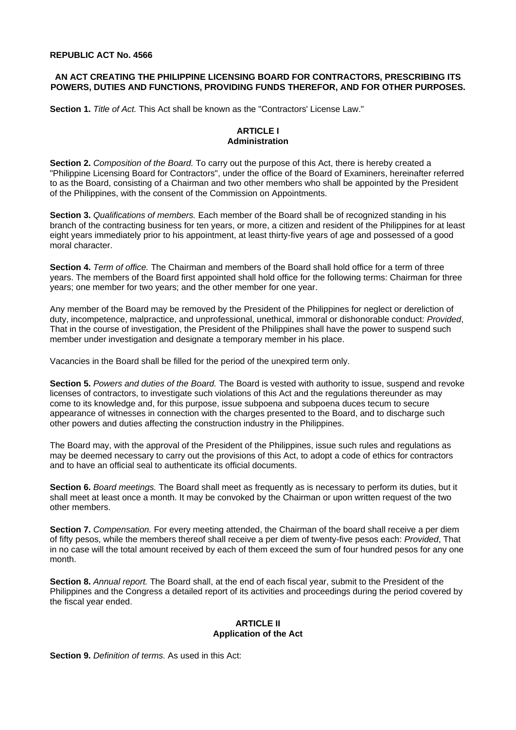**REPUBLIC ACT No. 4566**

**AN ACT CREATING THE PHILIPPINE LICENSING BOARD FOR CONTRACTORS, PRESCRIBING ITS POWERS, DUTIES AND FUNCTIONS, PROVIDING FUNDS THEREFOR, AND FOR OTHER PURPOSES.**

**Section 1.** *Title of Act.* This Act shall be known as the "Contractors' License Law."

**ARTICLE I**
**Administration**

**Section 2.** *Composition of the Board.* To carry out the purpose of this Act, there is hereby created a "Philippine Licensing Board for Contractors", under the office of the Board of Examiners, hereinafter referred to as the Board, consisting of a Chairman and two other members who shall be appointed by the President of the Philippines, with the consent of the Commission on Appointments.

**Section 3.** *Qualifications of members.* Each member of the Board shall be of recognized standing in his branch of the contracting business for ten years, or more, a citizen and resident of the Philippines for at least eight years immediately prior to his appointment, at least thirty-five years of age and possessed of a good moral character.

**Section 4.** *Term of office.* The Chairman and members of the Board shall hold office for a term of three years. The members of the Board first appointed shall hold office for the following terms: Chairman for three years; one member for two years; and the other member for one year.

Any member of the Board may be removed by the President of the Philippines for neglect or dereliction of duty, incompetence, malpractice, and unprofessional, unethical, immoral or dishonorable conduct: *Provided*, That in the course of investigation, the President of the Philippines shall have the power to suspend such member under investigation and designate a temporary member in his place.

Vacancies in the Board shall be filled for the period of the unexpired term only.

**Section 5.** *Powers and duties of the Board.* The Board is vested with authority to issue, suspend and revoke licenses of contractors, to investigate such violations of this Act and the regulations thereunder as may come to its knowledge and, for this purpose, issue subpoena and subpoena duces tecum to secure appearance of witnesses in connection with the charges presented to the Board, and to discharge such other powers and duties affecting the construction industry in the Philippines.

The Board may, with the approval of the President of the Philippines, issue such rules and regulations as may be deemed necessary to carry out the provisions of this Act, to adopt a code of ethics for contractors and to have an official seal to authenticate its official documents.

**Section 6.** *Board meetings.* The Board shall meet as frequently as is necessary to perform its duties, but it shall meet at least once a month. It may be convoked by the Chairman or upon written request of the two other members.

**Section 7.** *Compensation.* For every meeting attended, the Chairman of the board shall receive a per diem of fifty pesos, while the members thereof shall receive a per diem of twenty-five pesos each: *Provided*, That in no case will the total amount received by each of them exceed the sum of four hundred pesos for any one month.

**Section 8.** *Annual report.* The Board shall, at the end of each fiscal year, submit to the President of the Philippines and the Congress a detailed report of its activities and proceedings during the period covered by the fiscal year ended.

**ARTICLE II**
**Application of the Act**

**Section 9.** *Definition of terms.* As used in this Act: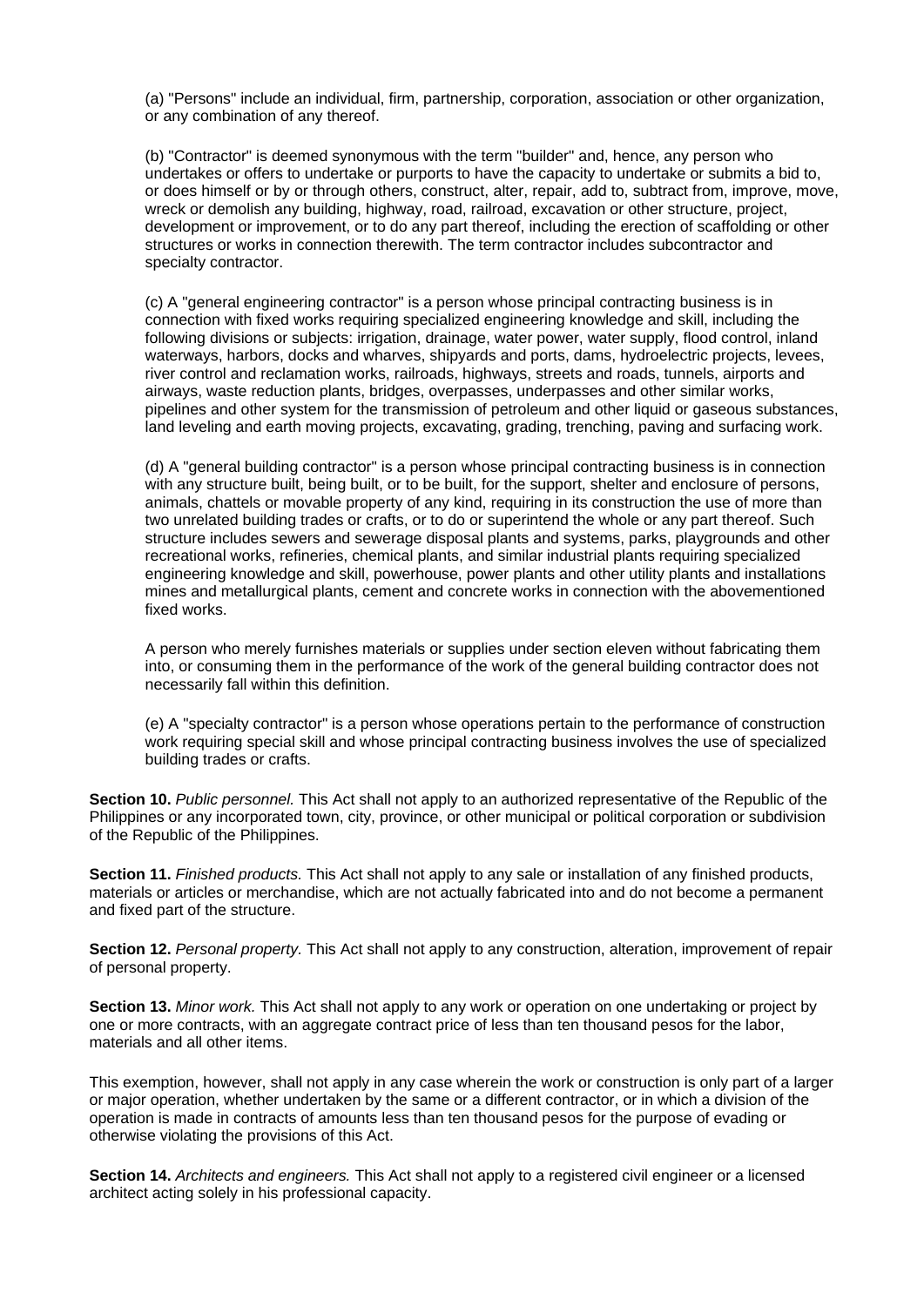(a) "Persons" include an individual, firm, partnership, corporation, association or other organization, or any combination of any thereof.

(b) "Contractor" is deemed synonymous with the term "builder" and, hence, any person who undertakes or offers to undertake or purports to have the capacity to undertake or submits a bid to, or does himself or by or through others, construct, alter, repair, add to, subtract from, improve, move, wreck or demolish any building, highway, road, railroad, excavation or other structure, project, development or improvement, or to do any part thereof, including the erection of scaffolding or other structures or works in connection therewith. The term contractor includes subcontractor and specialty contractor.

(c) A "general engineering contractor" is a person whose principal contracting business is in connection with fixed works requiring specialized engineering knowledge and skill, including the following divisions or subjects: irrigation, drainage, water power, water supply, flood control, inland waterways, harbors, docks and wharves, shipyards and ports, dams, hydroelectric projects, levees, river control and reclamation works, railroads, highways, streets and roads, tunnels, airports and airways, waste reduction plants, bridges, overpasses, underpasses and other similar works, pipelines and other system for the transmission of petroleum and other liquid or gaseous substances, land leveling and earth moving projects, excavating, grading, trenching, paving and surfacing work.

(d) A "general building contractor" is a person whose principal contracting business is in connection with any structure built, being built, or to be built, for the support, shelter and enclosure of persons, animals, chattels or movable property of any kind, requiring in its construction the use of more than two unrelated building trades or crafts, or to do or superintend the whole or any part thereof. Such structure includes sewers and sewerage disposal plants and systems, parks, playgrounds and other recreational works, refineries, chemical plants, and similar industrial plants requiring specialized engineering knowledge and skill, powerhouse, power plants and other utility plants and installations mines and metallurgical plants, cement and concrete works in connection with the abovementioned fixed works.

A person who merely furnishes materials or supplies under section eleven without fabricating them into, or consuming them in the performance of the work of the general building contractor does not necessarily fall within this definition.

(e) A "specialty contractor" is a person whose operations pertain to the performance of construction work requiring special skill and whose principal contracting business involves the use of specialized building trades or crafts.

**Section 10.** *Public personnel.* This Act shall not apply to an authorized representative of the Republic of the Philippines or any incorporated town, city, province, or other municipal or political corporation or subdivision of the Republic of the Philippines.

**Section 11.** *Finished products.* This Act shall not apply to any sale or installation of any finished products, materials or articles or merchandise, which are not actually fabricated into and do not become a permanent and fixed part of the structure.

**Section 12.** *Personal property.* This Act shall not apply to any construction, alteration, improvement of repair of personal property.

**Section 13.** *Minor work.* This Act shall not apply to any work or operation on one undertaking or project by one or more contracts, with an aggregate contract price of less than ten thousand pesos for the labor, materials and all other items.

This exemption, however, shall not apply in any case wherein the work or construction is only part of a larger or major operation, whether undertaken by the same or a different contractor, or in which a division of the operation is made in contracts of amounts less than ten thousand pesos for the purpose of evading or otherwise violating the provisions of this Act.

**Section 14.** *Architects and engineers.* This Act shall not apply to a registered civil engineer or a licensed architect acting solely in his professional capacity.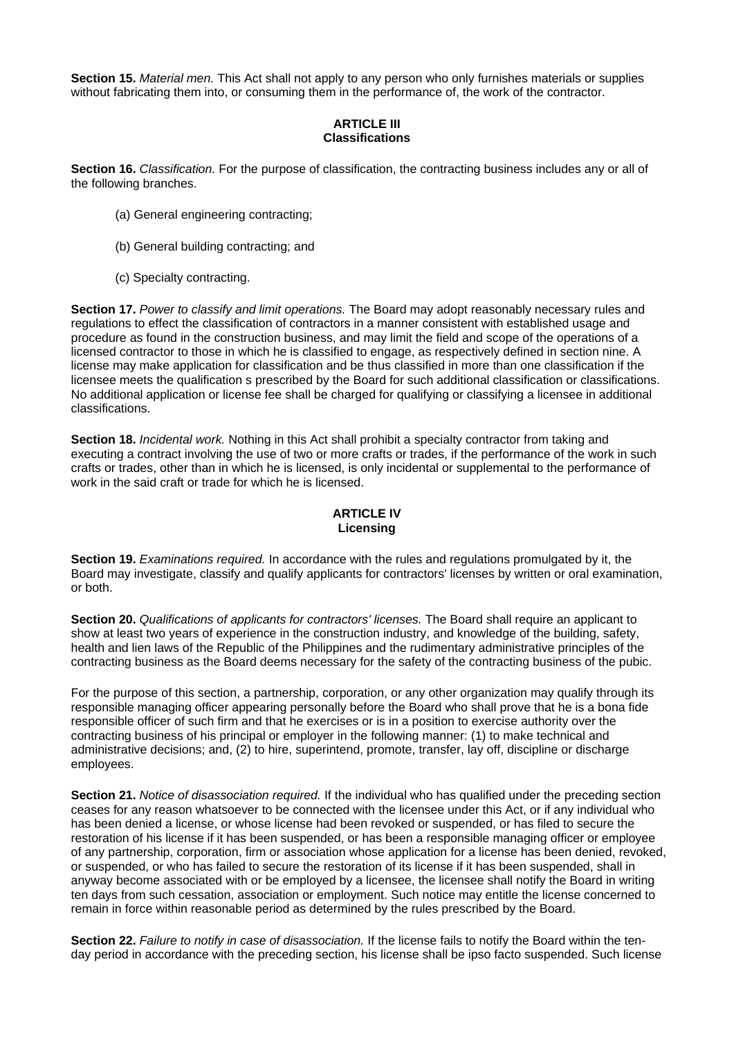**Section 15.** *Material men.* This Act shall not apply to any person who only furnishes materials or supplies without fabricating them into, or consuming them in the performance of, the work of the contractor.

**ARTICLE III**
**Classifications**

**Section 16.** *Classification.* For the purpose of classification, the contracting business includes any or all of the following branches.

(a) General engineering contracting;

(b) General building contracting; and

(c) Specialty contracting.

**Section 17.** *Power to classify and limit operations.* The Board may adopt reasonably necessary rules and regulations to effect the classification of contractors in a manner consistent with established usage and procedure as found in the construction business, and may limit the field and scope of the operations of a licensed contractor to those in which he is classified to engage, as respectively defined in section nine. A license may make application for classification and be thus classified in more than one classification if the licensee meets the qualification s prescribed by the Board for such additional classification or classifications. No additional application or license fee shall be charged for qualifying or classifying a licensee in additional classifications.

**Section 18.** *Incidental work.* Nothing in this Act shall prohibit a specialty contractor from taking and executing a contract involving the use of two or more crafts or trades, if the performance of the work in such crafts or trades, other than in which he is licensed, is only incidental or supplemental to the performance of work in the said craft or trade for which he is licensed.

**ARTICLE IV**
**Licensing**

**Section 19.** *Examinations required.* In accordance with the rules and regulations promulgated by it, the Board may investigate, classify and qualify applicants for contractors' licenses by written or oral examination, or both.

**Section 20.** *Qualifications of applicants for contractors' licenses.* The Board shall require an applicant to show at least two years of experience in the construction industry, and knowledge of the building, safety, health and lien laws of the Republic of the Philippines and the rudimentary administrative principles of the contracting business as the Board deems necessary for the safety of the contracting business of the pubic.

For the purpose of this section, a partnership, corporation, or any other organization may qualify through its responsible managing officer appearing personally before the Board who shall prove that he is a bona fide responsible officer of such firm and that he exercises or is in a position to exercise authority over the contracting business of his principal or employer in the following manner: (1) to make technical and administrative decisions; and, (2) to hire, superintend, promote, transfer, lay off, discipline or discharge employees.

**Section 21.** *Notice of disassociation required.* If the individual who has qualified under the preceding section ceases for any reason whatsoever to be connected with the licensee under this Act, or if any individual who has been denied a license, or whose license had been revoked or suspended, or has filed to secure the restoration of his license if it has been suspended, or has been a responsible managing officer or employee of any partnership, corporation, firm or association whose application for a license has been denied, revoked, or suspended, or who has failed to secure the restoration of its license if it has been suspended, shall in anyway become associated with or be employed by a licensee, the licensee shall notify the Board in writing ten days from such cessation, association or employment. Such notice may entitle the license concerned to remain in force within reasonable period as determined by the rules prescribed by the Board.

**Section 22.** *Failure to notify in case of disassociation.* If the license fails to notify the Board within the ten-day period in accordance with the preceding section, his license shall be ipso facto suspended. Such license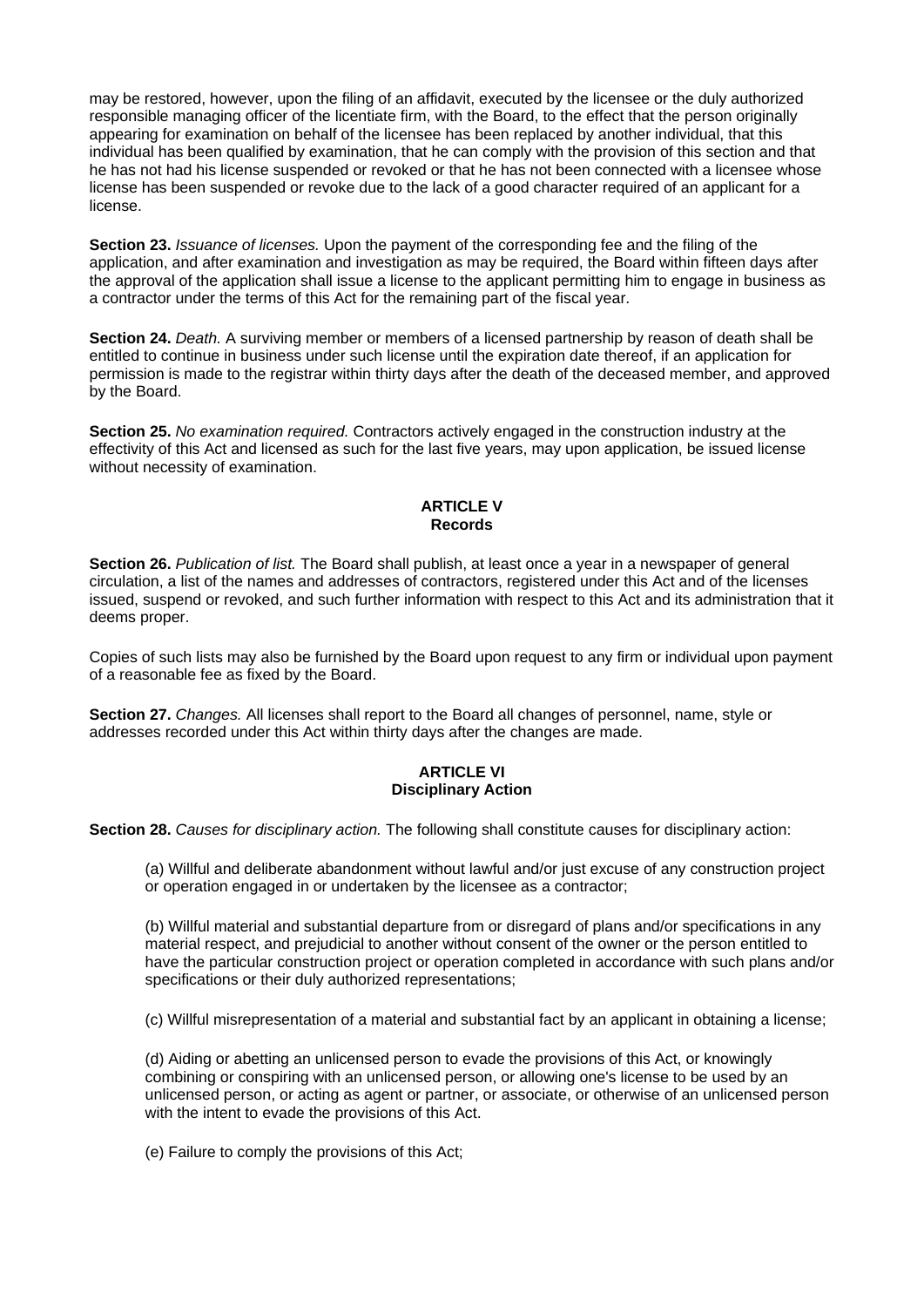may be restored, however, upon the filing of an affidavit, executed by the licensee or the duly authorized responsible managing officer of the licentiate firm, with the Board, to the effect that the person originally appearing for examination on behalf of the licensee has been replaced by another individual, that this individual has been qualified by examination, that he can comply with the provision of this section and that he has not had his license suspended or revoked or that he has not been connected with a licensee whose license has been suspended or revoke due to the lack of a good character required of an applicant for a license.

**Section 23.** *Issuance of licenses.* Upon the payment of the corresponding fee and the filing of the application, and after examination and investigation as may be required, the Board within fifteen days after the approval of the application shall issue a license to the applicant permitting him to engage in business as a contractor under the terms of this Act for the remaining part of the fiscal year.

**Section 24.** *Death.* A surviving member or members of a licensed partnership by reason of death shall be entitled to continue in business under such license until the expiration date thereof, if an application for permission is made to the registrar within thirty days after the death of the deceased member, and approved by the Board.

**Section 25.** *No examination required.* Contractors actively engaged in the construction industry at the effectivity of this Act and licensed as such for the last five years, may upon application, be issued license without necessity of examination.

## ARTICLE V
## Records

**Section 26.** *Publication of list.* The Board shall publish, at least once a year in a newspaper of general circulation, a list of the names and addresses of contractors, registered under this Act and of the licenses issued, suspend or revoked, and such further information with respect to this Act and its administration that it deems proper.

Copies of such lists may also be furnished by the Board upon request to any firm or individual upon payment of a reasonable fee as fixed by the Board.

**Section 27.** *Changes.* All licenses shall report to the Board all changes of personnel, name, style or addresses recorded under this Act within thirty days after the changes are made.

## ARTICLE VI
## Disciplinary Action

**Section 28.** *Causes for disciplinary action.* The following shall constitute causes for disciplinary action:

(a) Willful and deliberate abandonment without lawful and/or just excuse of any construction project or operation engaged in or undertaken by the licensee as a contractor;

(b) Willful material and substantial departure from or disregard of plans and/or specifications in any material respect, and prejudicial to another without consent of the owner or the person entitled to have the particular construction project or operation completed in accordance with such plans and/or specifications or their duly authorized representations;

(c) Willful misrepresentation of a material and substantial fact by an applicant in obtaining a license;

(d) Aiding or abetting an unlicensed person to evade the provisions of this Act, or knowingly combining or conspiring with an unlicensed person, or allowing one's license to be used by an unlicensed person, or acting as agent or partner, or associate, or otherwise of an unlicensed person with the intent to evade the provisions of this Act.

(e) Failure to comply the provisions of this Act;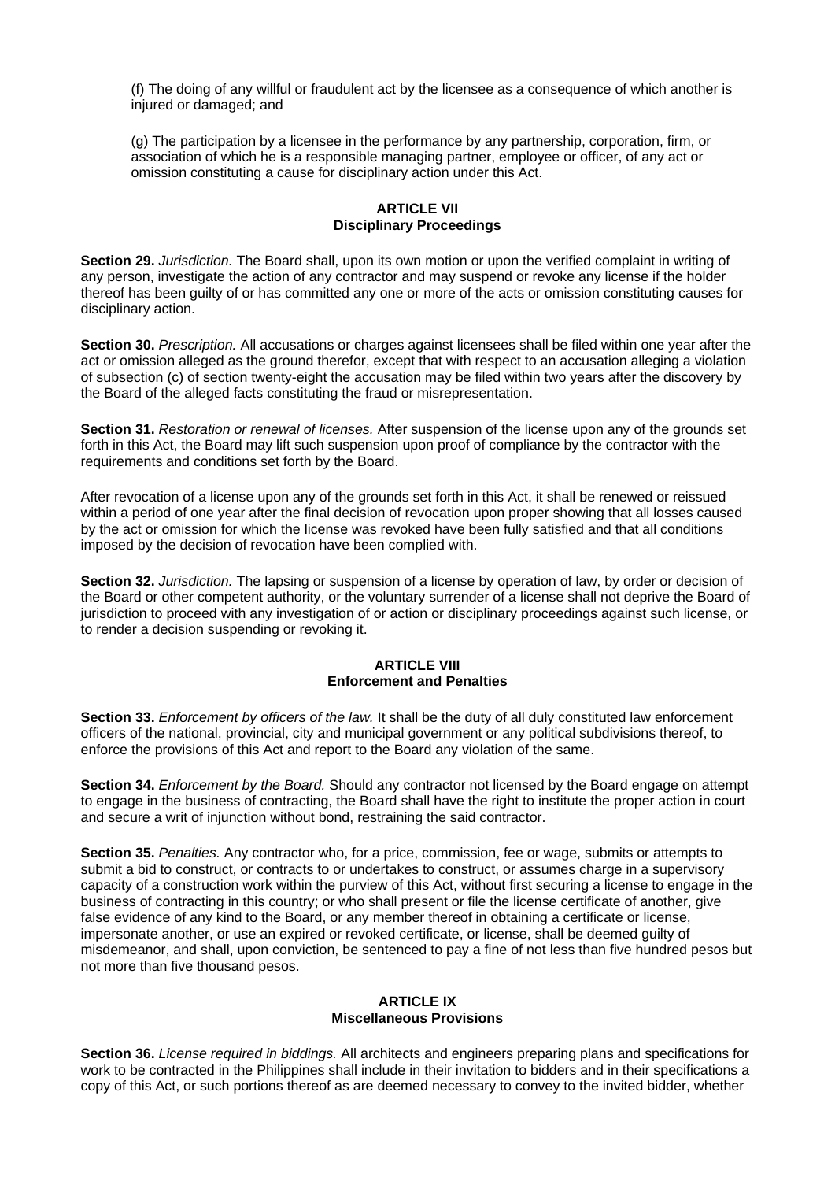(f) The doing of any willful or fraudulent act by the licensee as a consequence of which another is injured or damaged; and

(g) The participation by a licensee in the performance by any partnership, corporation, firm, or association of which he is a responsible managing partner, employee or officer, of any act or omission constituting a cause for disciplinary action under this Act.

### ARTICLE VII
### Disciplinary Proceedings

**Section 29.** *Jurisdiction.* The Board shall, upon its own motion or upon the verified complaint in writing of any person, investigate the action of any contractor and may suspend or revoke any license if the holder thereof has been guilty of or has committed any one or more of the acts or omission constituting causes for disciplinary action.

**Section 30.** *Prescription.* All accusations or charges against licensees shall be filed within one year after the act or omission alleged as the ground therefor, except that with respect to an accusation alleging a violation of subsection (c) of section twenty-eight the accusation may be filed within two years after the discovery by the Board of the alleged facts constituting the fraud or misrepresentation.

**Section 31.** *Restoration or renewal of licenses.* After suspension of the license upon any of the grounds set forth in this Act, the Board may lift such suspension upon proof of compliance by the contractor with the requirements and conditions set forth by the Board.

After revocation of a license upon any of the grounds set forth in this Act, it shall be renewed or reissued within a period of one year after the final decision of revocation upon proper showing that all losses caused by the act or omission for which the license was revoked have been fully satisfied and that all conditions imposed by the decision of revocation have been complied with.

**Section 32.** *Jurisdiction.* The lapsing or suspension of a license by operation of law, by order or decision of the Board or other competent authority, or the voluntary surrender of a license shall not deprive the Board of jurisdiction to proceed with any investigation of or action or disciplinary proceedings against such license, or to render a decision suspending or revoking it.

### ARTICLE VIII
### Enforcement and Penalties

**Section 33.** *Enforcement by officers of the law.* It shall be the duty of all duly constituted law enforcement officers of the national, provincial, city and municipal government or any political subdivisions thereof, to enforce the provisions of this Act and report to the Board any violation of the same.

**Section 34.** *Enforcement by the Board.* Should any contractor not licensed by the Board engage on attempt to engage in the business of contracting, the Board shall have the right to institute the proper action in court and secure a writ of injunction without bond, restraining the said contractor.

**Section 35.** *Penalties.* Any contractor who, for a price, commission, fee or wage, submits or attempts to submit a bid to construct, or contracts to or undertakes to construct, or assumes charge in a supervisory capacity of a construction work within the purview of this Act, without first securing a license to engage in the business of contracting in this country; or who shall present or file the license certificate of another, give false evidence of any kind to the Board, or any member thereof in obtaining a certificate or license, impersonate another, or use an expired or revoked certificate, or license, shall be deemed guilty of misdemeanor, and shall, upon conviction, be sentenced to pay a fine of not less than five hundred pesos but not more than five thousand pesos.

### ARTICLE IX
### Miscellaneous Provisions

**Section 36.** *License required in biddings.* All architects and engineers preparing plans and specifications for work to be contracted in the Philippines shall include in their invitation to bidders and in their specifications a copy of this Act, or such portions thereof as are deemed necessary to convey to the invited bidder, whether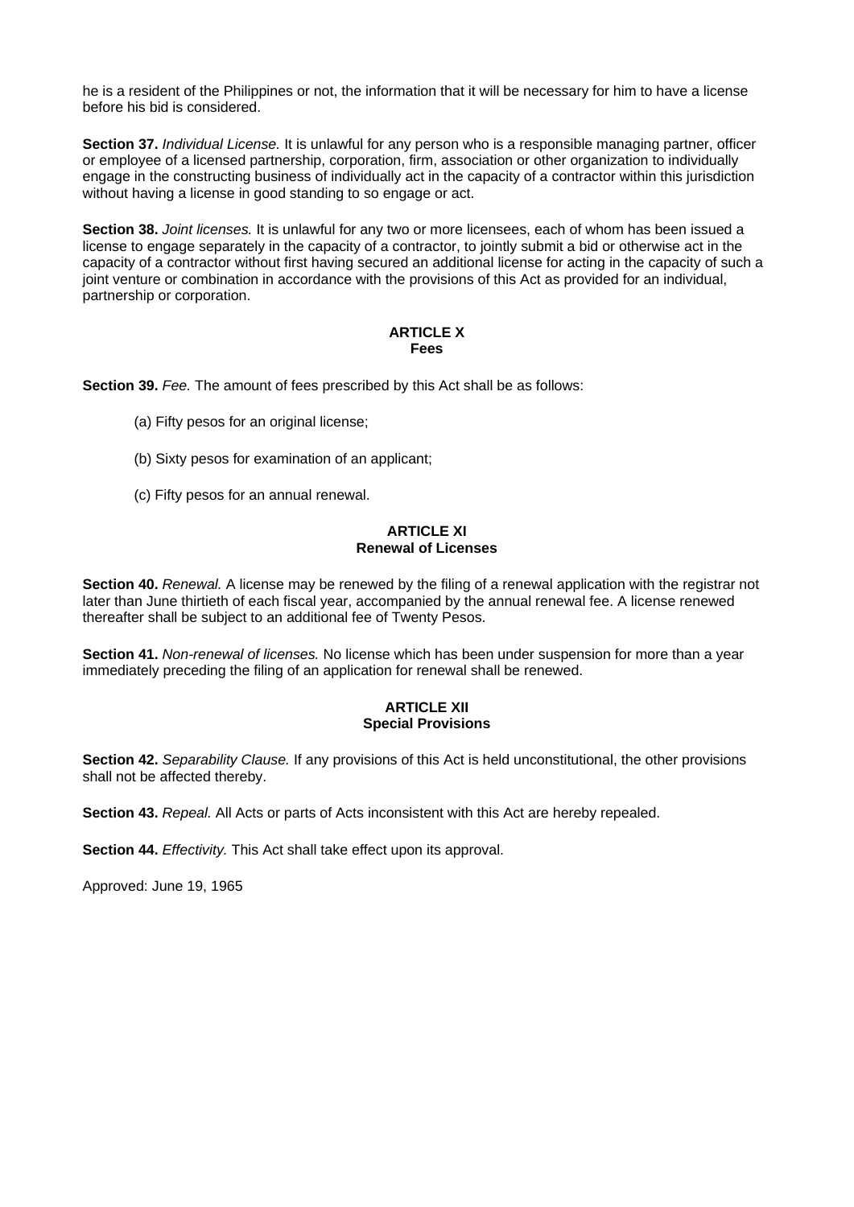he is a resident of the Philippines or not, the information that it will be necessary for him to have a license before his bid is considered.

**Section 37.** *Individual License.* It is unlawful for any person who is a responsible managing partner, officer or employee of a licensed partnership, corporation, firm, association or other organization to individually engage in the constructing business of individually act in the capacity of a contractor within this jurisdiction without having a license in good standing to so engage or act.

**Section 38.** *Joint licenses.* It is unlawful for any two or more licensees, each of whom has been issued a license to engage separately in the capacity of a contractor, to jointly submit a bid or otherwise act in the capacity of a contractor without first having secured an additional license for acting in the capacity of such a joint venture or combination in accordance with the provisions of this Act as provided for an individual, partnership or corporation.

## ARTICLE X
## Fees

**Section 39.** *Fee.* The amount of fees prescribed by this Act shall be as follows:

(a) Fifty pesos for an original license;

(b) Sixty pesos for examination of an applicant;

(c) Fifty pesos for an annual renewal.

## ARTICLE XI
## Renewal of Licenses

**Section 40.** *Renewal.* A license may be renewed by the filing of a renewal application with the registrar not later than June thirtieth of each fiscal year, accompanied by the annual renewal fee. A license renewed thereafter shall be subject to an additional fee of Twenty Pesos.

**Section 41.** *Non-renewal of licenses.* No license which has been under suspension for more than a year immediately preceding the filing of an application for renewal shall be renewed.

## ARTICLE XII
## Special Provisions

**Section 42.** *Separability Clause.* If any provisions of this Act is held unconstitutional, the other provisions shall not be affected thereby.

**Section 43.** *Repeal.* All Acts or parts of Acts inconsistent with this Act are hereby repealed.

**Section 44.** *Effectivity.* This Act shall take effect upon its approval.

Approved: June 19, 1965